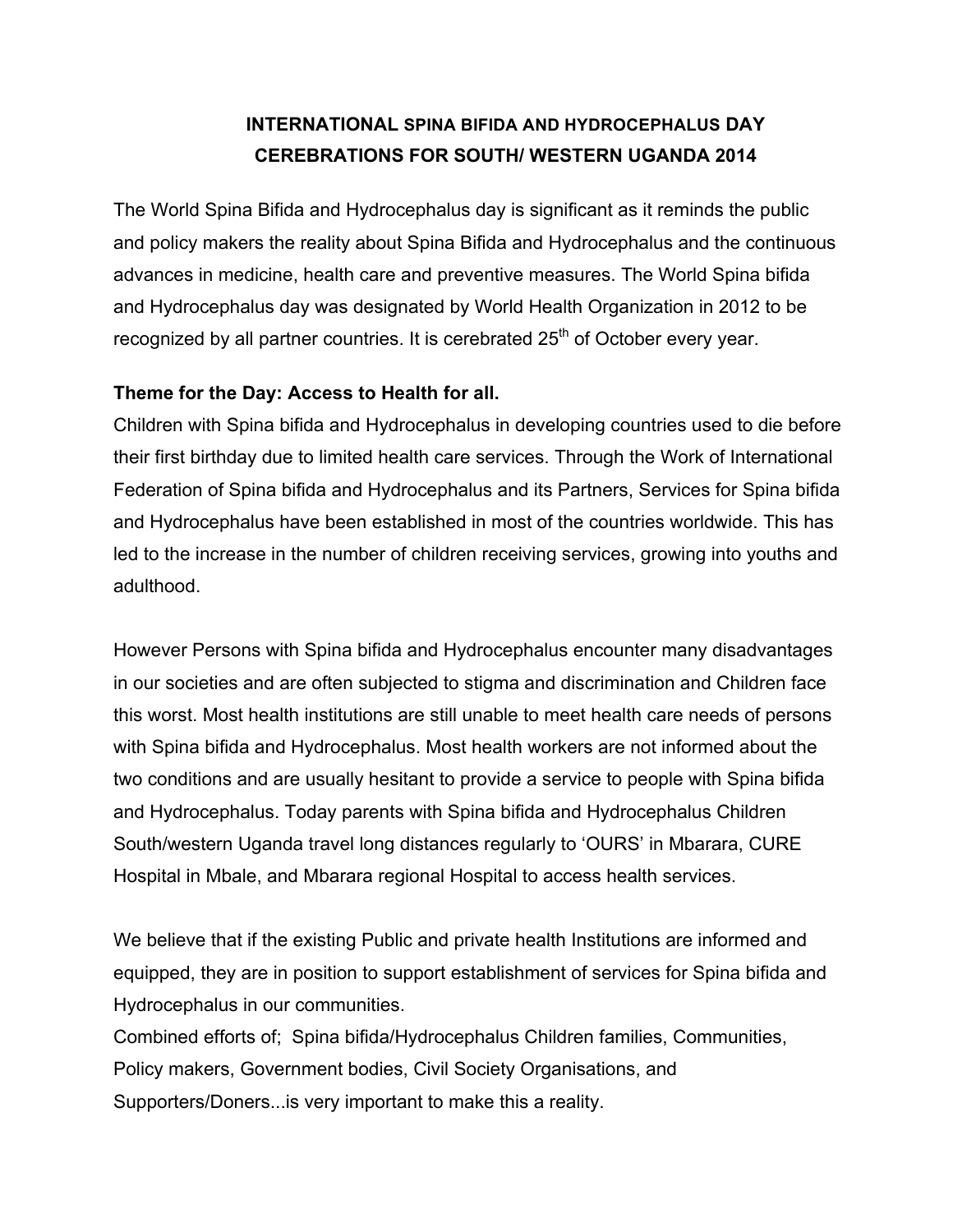# INTERNATIONAL SPINA BIFIDA AND HYDROCEPHALUS DAY CEREBRATIONS FOR SOUTH/ WESTERN UGANDA 2014

The World Spina Bifida and Hydrocephalus day is significant as it reminds the public and policy makers the reality about Spina Bifida and Hydrocephalus and the continuous advances in medicine, health care and preventive measures. The World Spina bifida and Hydrocephalus day was designated by World Health Organization in 2012 to be recognized by all partner countries. It is cerebrated 25th of October every year.

**Theme for the Day: Access to Health for all.**

Children with Spina bifida and Hydrocephalus in developing countries used to die before their first birthday due to limited health care services. Through the Work of International Federation of Spina bifida and Hydrocephalus and its Partners, Services for Spina bifida and Hydrocephalus have been established in most of the countries worldwide. This has led to the increase in the number of children receiving services, growing into youths and adulthood.

However Persons with Spina bifida and Hydrocephalus encounter many disadvantages in our societies and are often subjected to stigma and discrimination and Children face this worst. Most health institutions are still unable to meet health care needs of persons with Spina bifida and Hydrocephalus. Most health workers are not informed about the two conditions and are usually hesitant to provide a service to people with Spina bifida and Hydrocephalus. Today parents with Spina bifida and Hydrocephalus Children South/western Uganda travel long distances regularly to 'OURS' in Mbarara, CURE Hospital in Mbale, and Mbarara regional Hospital to access health services.

We believe that if the existing Public and private health Institutions are informed and equipped, they are in position to support establishment of services for Spina bifida and Hydrocephalus in our communities.

Combined efforts of; Spina bifida/Hydrocephalus Children families, Communities, Policy makers, Government bodies, Civil Society Organisations, and Supporters/Doners...is very important to make this a reality.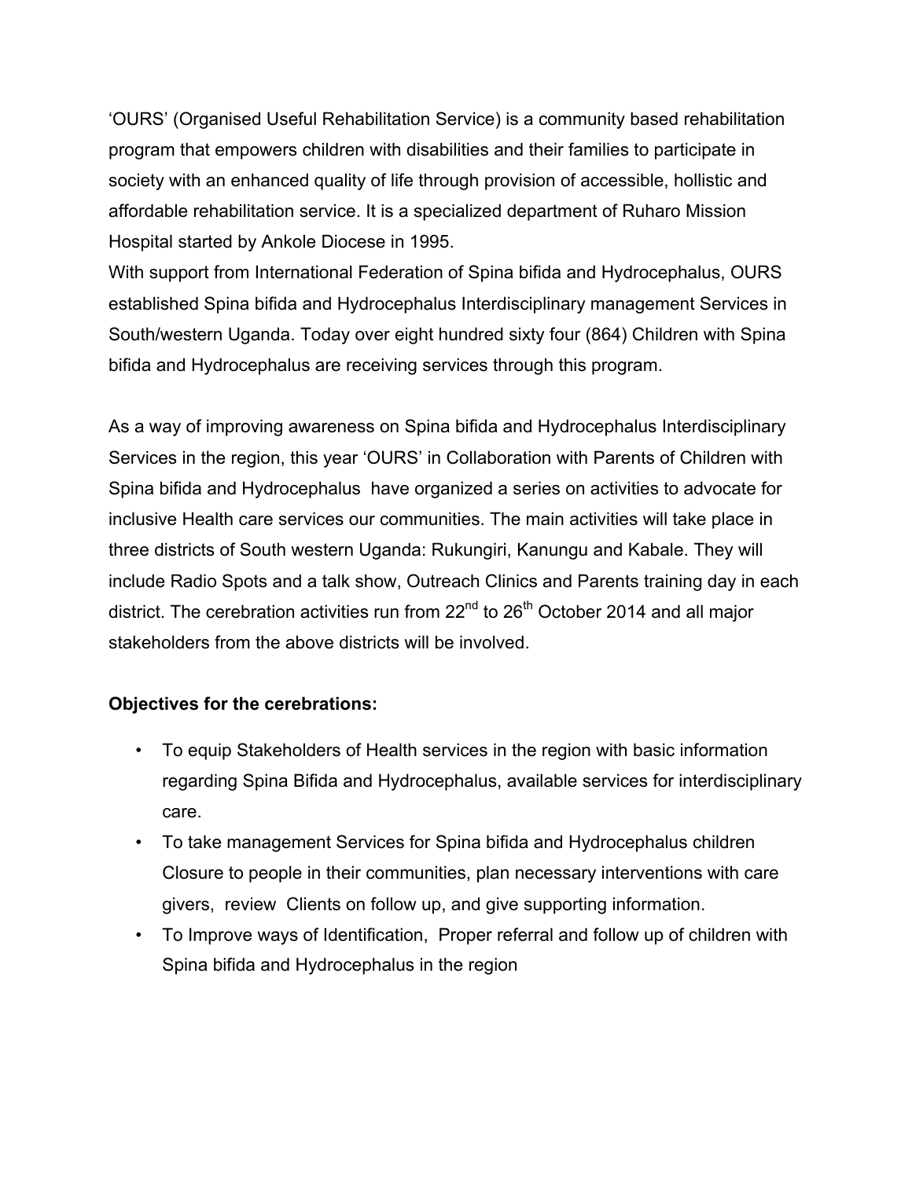'OURS' (Organised Useful Rehabilitation Service) is a community based rehabilitation program that empowers children with disabilities and their families to participate in society with an enhanced quality of life through provision of accessible, hollistic and affordable rehabilitation service. It is a specialized department of Ruharo Mission Hospital started by Ankole Diocese in 1995.
With support from International Federation of Spina bifida and Hydrocephalus, OURS established Spina bifida and Hydrocephalus Interdisciplinary management Services in South/western Uganda. Today over eight hundred sixty four (864) Children with Spina bifida and Hydrocephalus are receiving services through this program.

As a way of improving awareness on Spina bifida and Hydrocephalus Interdisciplinary Services in the region, this year 'OURS' in Collaboration with Parents of Children with Spina bifida and Hydrocephalus have organized a series on activities to advocate for inclusive Health care services our communities. The main activities will take place in three districts of South western Uganda: Rukungiri, Kanungu and Kabale. They will include Radio Spots and a talk show, Outreach Clinics and Parents training day in each district. The cerebration activities run from 22nd to 26th October 2014 and all major stakeholders from the above districts will be involved.

**Objectives for the cerebrations:**

- To equip Stakeholders of Health services in the region with basic information regarding Spina Bifida and Hydrocephalus, available services for interdisciplinary care.
- To take management Services for Spina bifida and Hydrocephalus children Closure to people in their communities, plan necessary interventions with care givers, review Clients on follow up, and give supporting information.
- To Improve ways of Identification, Proper referral and follow up of children with Spina bifida and Hydrocephalus in the region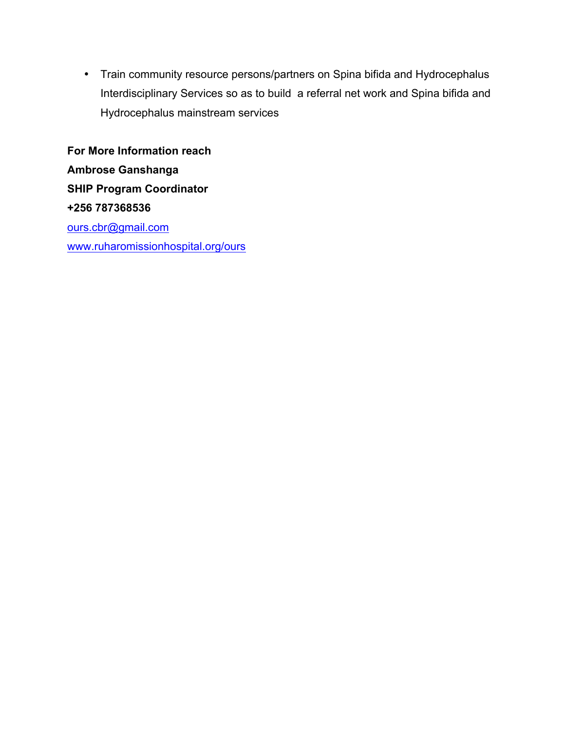- Train community resource persons/partners on Spina bifida and Hydrocephalus Interdisciplinary Services so as to build a referral net work and Spina bifida and Hydrocephalus mainstream services

**For More Information reach**

**Ambrose Ganshanga**

**SHIP Program Coordinator**

**+256 787368536**

[ours.cbr@gmail.com](mailto:ours.cbr@gmail.com)

[www.ruharomissionhospital.org/ours](http://www.ruharomissionhospital.org/ours)